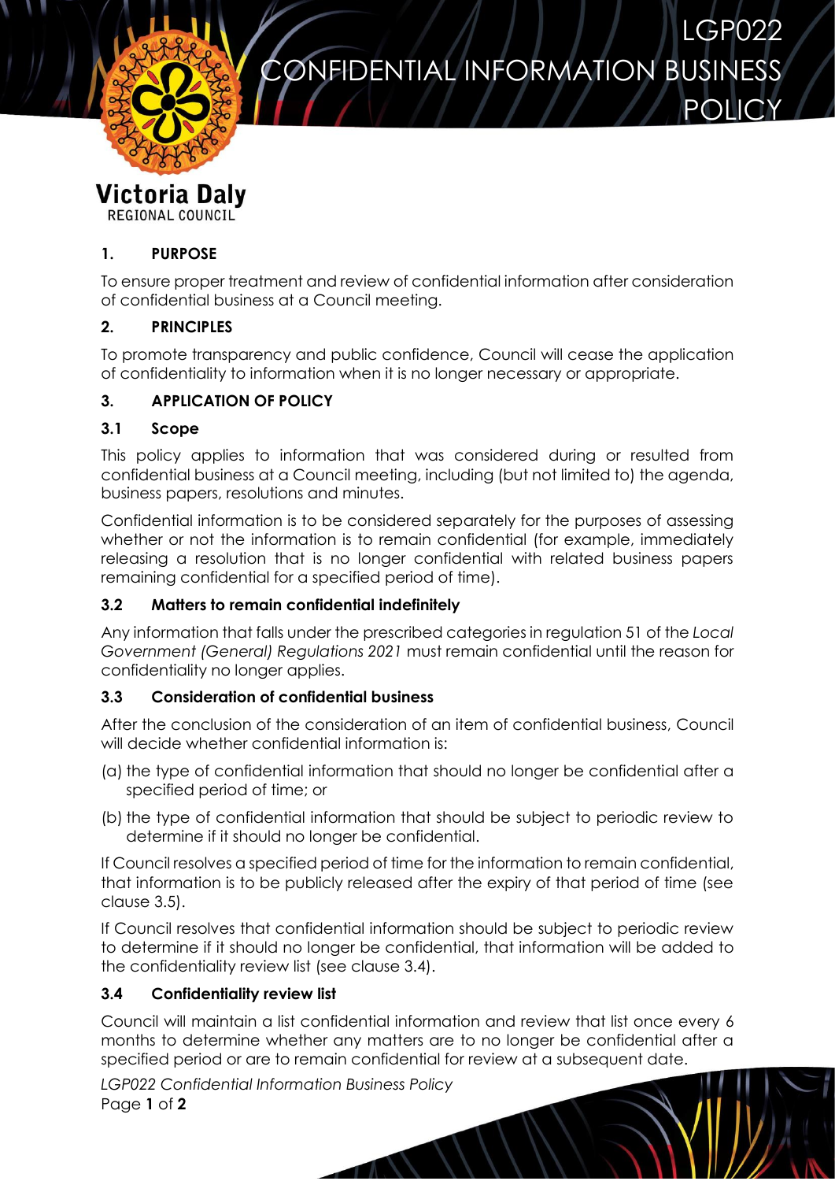# LGP022 CONFIDENTIAL INFORMATION BUSINESS POLICY

Victoria Daly
REGIONAL COUNCIL

## 1. PURPOSE

To ensure proper treatment and review of confidential information after consideration of confidential business at a Council meeting.

## 2. PRINCIPLES

To promote transparency and public confidence, Council will cease the application of confidentiality to information when it is no longer necessary or appropriate.

## 3. APPLICATION OF POLICY

### 3.1 Scope

This policy applies to information that was considered during or resulted from confidential business at a Council meeting, including (but not limited to) the agenda, business papers, resolutions and minutes.

Confidential information is to be considered separately for the purposes of assessing whether or not the information is to remain confidential (for example, immediately releasing a resolution that is no longer confidential with related business papers remaining confidential for a specified period of time).

### 3.2 Matters to remain confidential indefinitely

Any information that falls under the prescribed categories in regulation 51 of the *Local Government (General) Regulations 2021* must remain confidential until the reason for confidentiality no longer applies.

### 3.3 Consideration of confidential business

After the conclusion of the consideration of an item of confidential business, Council will decide whether confidential information is:

(a) the type of confidential information that should no longer be confidential after a specified period of time; or

(b) the type of confidential information that should be subject to periodic review to determine if it should no longer be confidential.

If Council resolves a specified period of time for the information to remain confidential, that information is to be publicly released after the expiry of that period of time (see clause 3.5).

If Council resolves that confidential information should be subject to periodic review to determine if it should no longer be confidential, that information will be added to the confidentiality review list (see clause 3.4).

### 3.4 Confidentiality review list

Council will maintain a list confidential information and review that list once every 6 months to determine whether any matters are to no longer be confidential after a specified period or are to remain confidential for review at a subsequent date.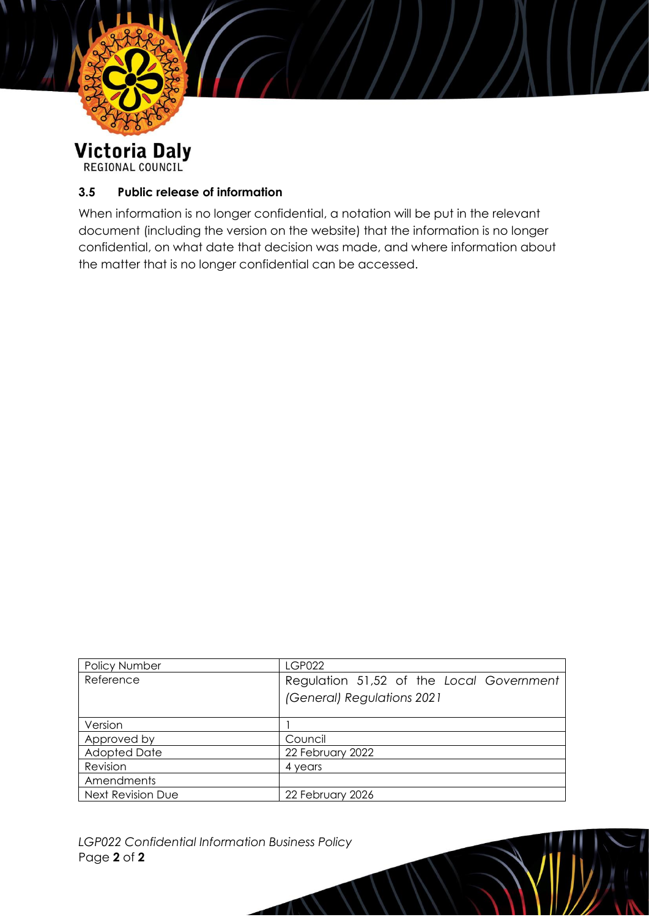### 3.5 Public release of information

When information is no longer confidential, a notation will be put in the relevant document (including the version on the website) that the information is no longer confidential, on what date that decision was made, and where information about the matter that is no longer confidential can be accessed.

| | |
|---|---|
| Policy Number | LGP022 |
| Reference | Regulation 51,52 of the *Local Government (General) Regulations 2021* |
| Version | 1 |
| Approved by | Council |
| Adopted Date | 22 February 2022 |
| Revision | 4 years |
| Amendments | |
| Next Revision Due | 22 February 2026 |